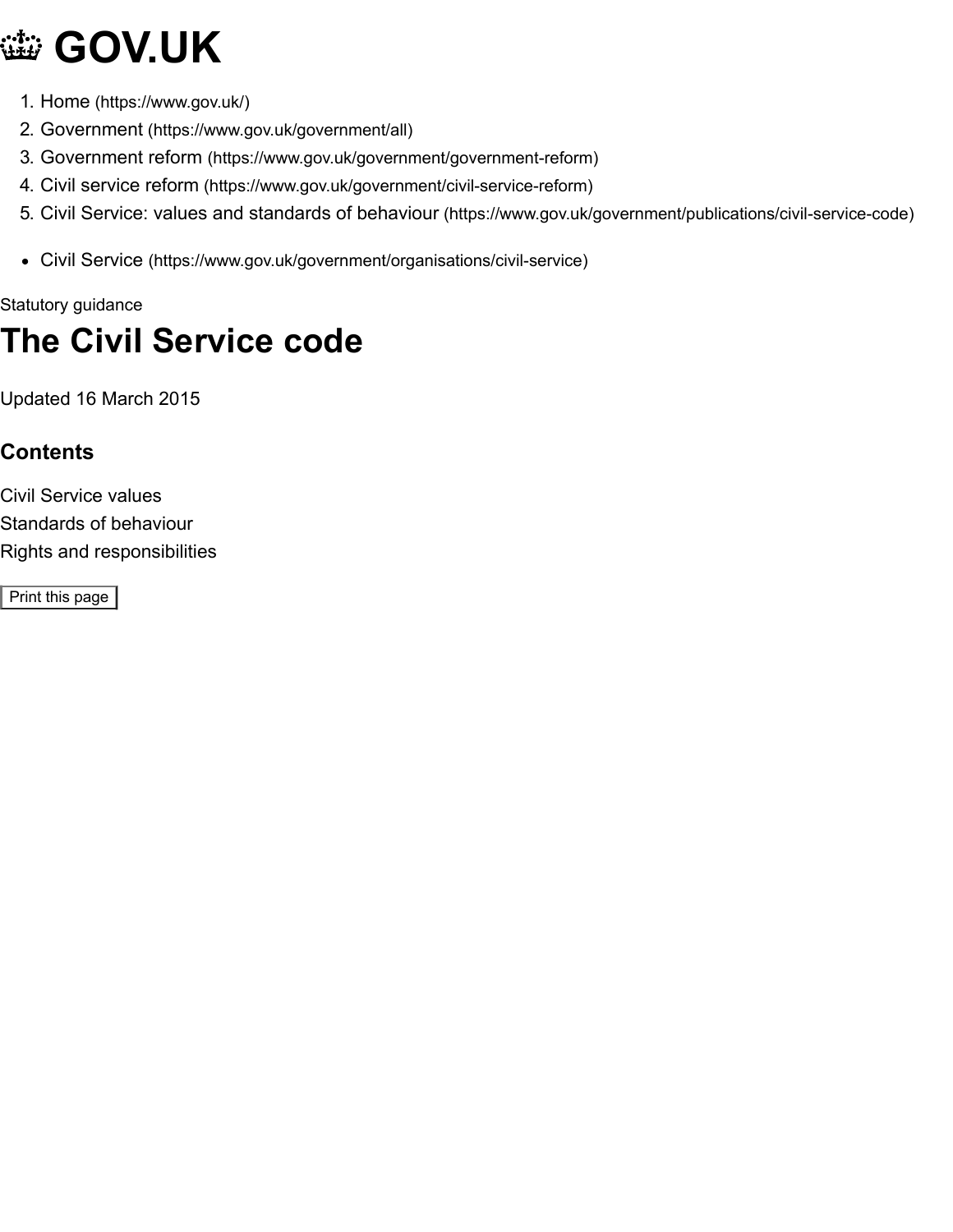# GOV.UK

1. Home (https://www.gov.uk/)
2. Government (https://www.gov.uk/government/all)
3. Government reform (https://www.gov.uk/government/government-reform)
4. Civil service reform (https://www.gov.uk/government/civil-service-reform)
5. Civil Service: values and standards of behaviour (https://www.gov.uk/government/publications/civil-service-code)

- Civil Service (https://www.gov.uk/government/organisations/civil-service)

Statutory guidance

# The Civil Service code

Updated 16 March 2015

## Contents

Civil Service values
Standards of behaviour
Rights and responsibilities

Print this page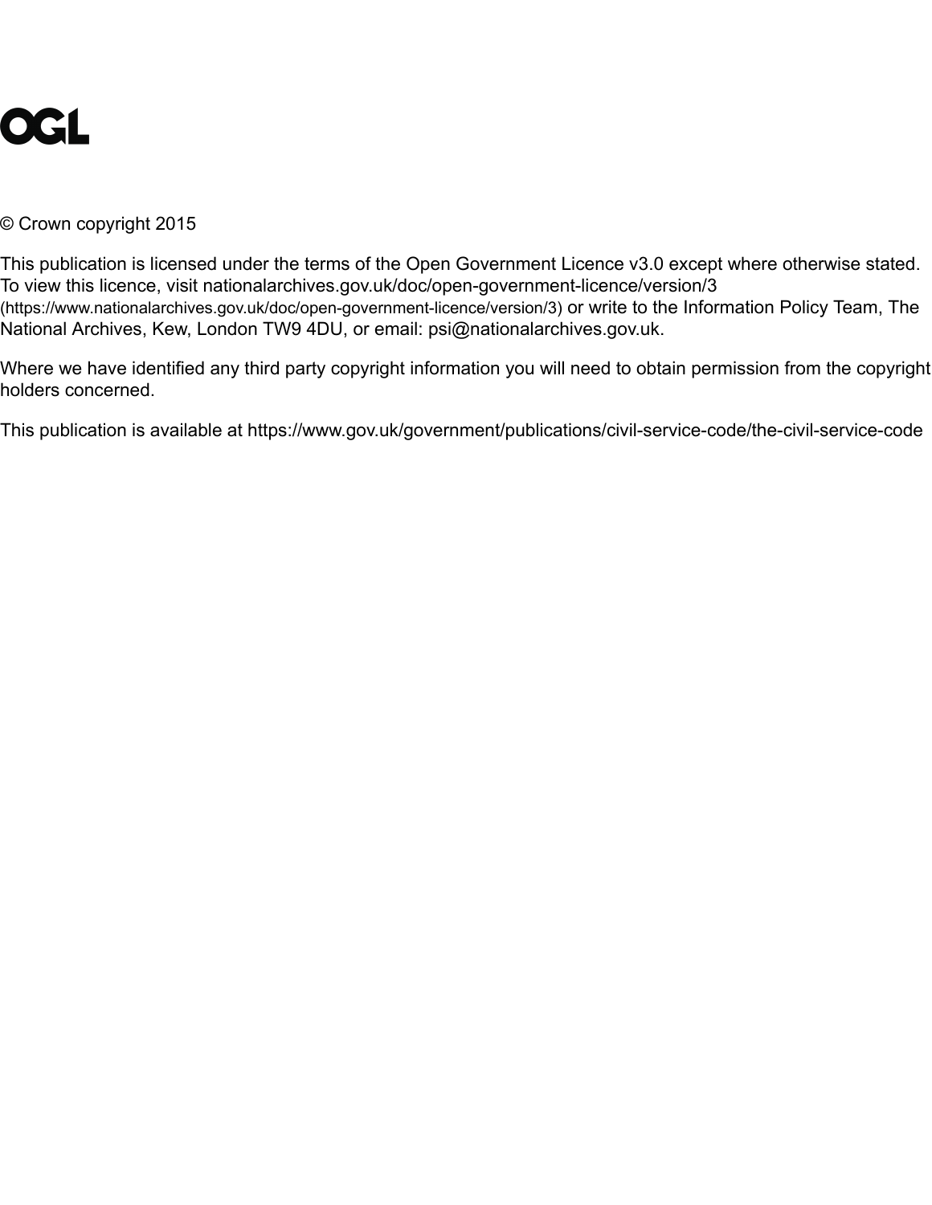OGL

© Crown copyright 2015

This publication is licensed under the terms of the Open Government Licence v3.0 except where otherwise stated. To view this licence, visit nationalarchives.gov.uk/doc/open-government-licence/version/3 (https://www.nationalarchives.gov.uk/doc/open-government-licence/version/3) or write to the Information Policy Team, The National Archives, Kew, London TW9 4DU, or email: psi@nationalarchives.gov.uk.

Where we have identified any third party copyright information you will need to obtain permission from the copyright holders concerned.

This publication is available at https://www.gov.uk/government/publications/civil-service-code/the-civil-service-code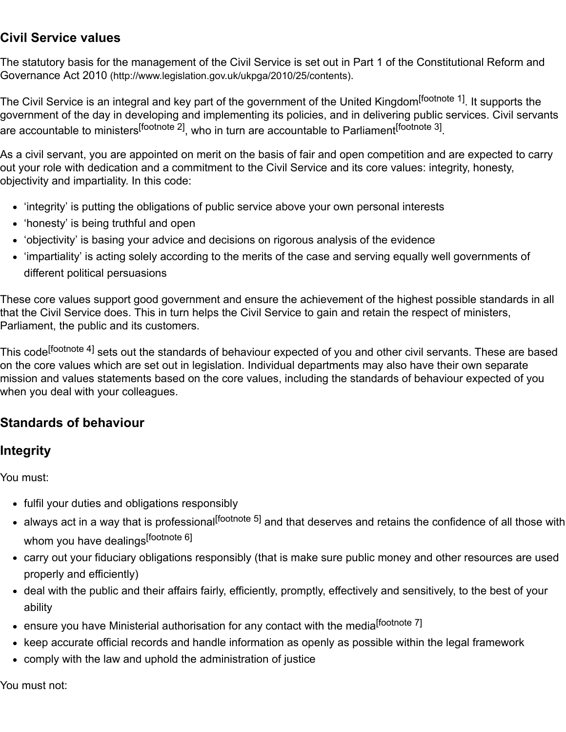## Civil Service values

The statutory basis for the management of the Civil Service is set out in Part 1 of the Constitutional Reform and Governance Act 2010 (http://www.legislation.gov.uk/ukpga/2010/25/contents).

The Civil Service is an integral and key part of the government of the United Kingdom[footnote 1]. It supports the government of the day in developing and implementing its policies, and in delivering public services. Civil servants are accountable to ministers[footnote 2], who in turn are accountable to Parliament[footnote 3].

As a civil servant, you are appointed on merit on the basis of fair and open competition and are expected to carry out your role with dedication and a commitment to the Civil Service and its core values: integrity, honesty, objectivity and impartiality. In this code:

- 'integrity' is putting the obligations of public service above your own personal interests
- 'honesty' is being truthful and open
- 'objectivity' is basing your advice and decisions on rigorous analysis of the evidence
- 'impartiality' is acting solely according to the merits of the case and serving equally well governments of different political persuasions

These core values support good government and ensure the achievement of the highest possible standards in all that the Civil Service does. This in turn helps the Civil Service to gain and retain the respect of ministers, Parliament, the public and its customers.

This code[footnote 4] sets out the standards of behaviour expected of you and other civil servants. These are based on the core values which are set out in legislation. Individual departments may also have their own separate mission and values statements based on the core values, including the standards of behaviour expected of you when you deal with your colleagues.

## Standards of behaviour

### Integrity

You must:

- fulfil your duties and obligations responsibly
- always act in a way that is professional[footnote 5] and that deserves and retains the confidence of all those with whom you have dealings[footnote 6]
- carry out your fiduciary obligations responsibly (that is make sure public money and other resources are used properly and efficiently)
- deal with the public and their affairs fairly, efficiently, promptly, effectively and sensitively, to the best of your ability
- ensure you have Ministerial authorisation for any contact with the media[footnote 7]
- keep accurate official records and handle information as openly as possible within the legal framework
- comply with the law and uphold the administration of justice

You must not: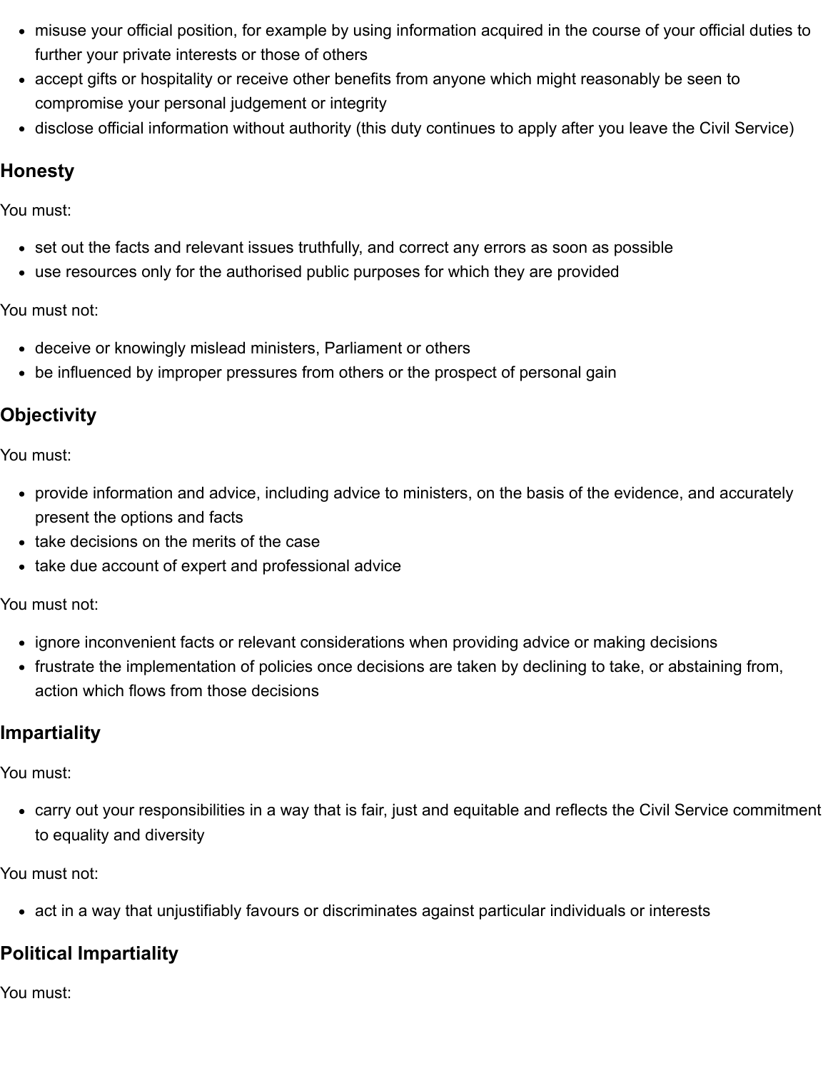- misuse your official position, for example by using information acquired in the course of your official duties to further your private interests or those of others
- accept gifts or hospitality or receive other benefits from anyone which might reasonably be seen to compromise your personal judgement or integrity
- disclose official information without authority (this duty continues to apply after you leave the Civil Service)

### Honesty

You must:

- set out the facts and relevant issues truthfully, and correct any errors as soon as possible
- use resources only for the authorised public purposes for which they are provided

You must not:

- deceive or knowingly mislead ministers, Parliament or others
- be influenced by improper pressures from others or the prospect of personal gain

### Objectivity

You must:

- provide information and advice, including advice to ministers, on the basis of the evidence, and accurately present the options and facts
- take decisions on the merits of the case
- take due account of expert and professional advice

You must not:

- ignore inconvenient facts or relevant considerations when providing advice or making decisions
- frustrate the implementation of policies once decisions are taken by declining to take, or abstaining from, action which flows from those decisions

### Impartiality

You must:

- carry out your responsibilities in a way that is fair, just and equitable and reflects the Civil Service commitment to equality and diversity

You must not:

- act in a way that unjustifiably favours or discriminates against particular individuals or interests

### Political Impartiality

You must: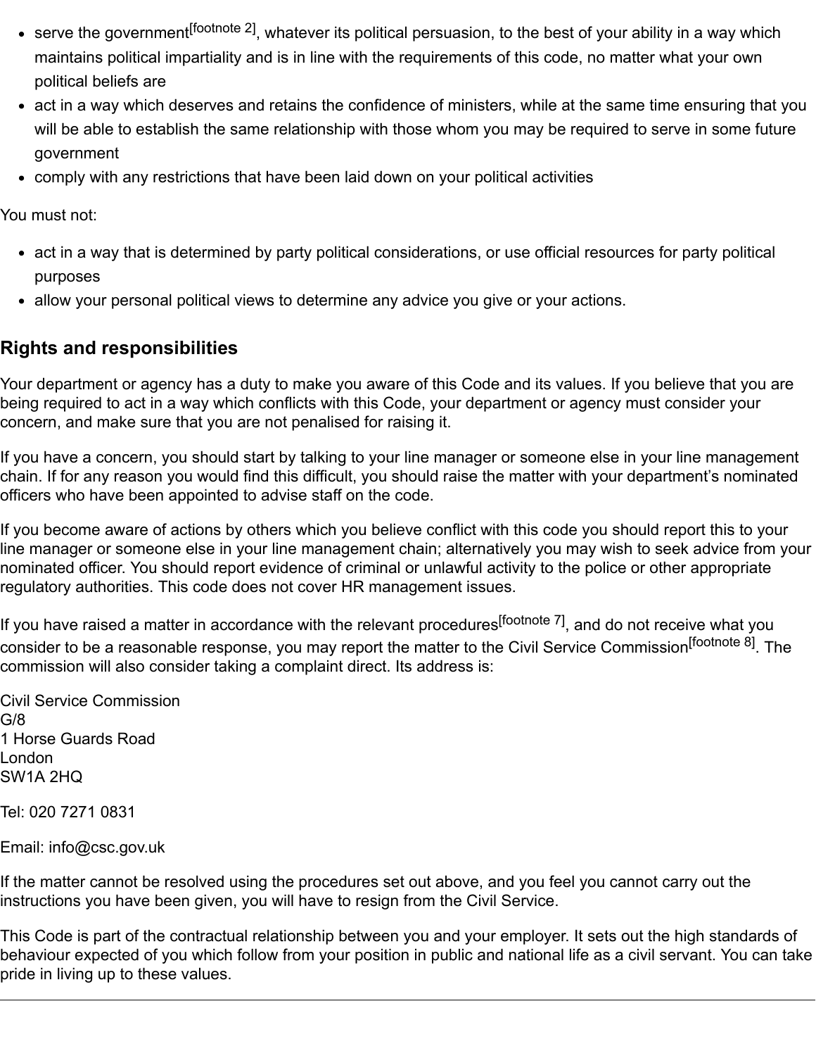- serve the government[footnote 2], whatever its political persuasion, to the best of your ability in a way which maintains political impartiality and is in line with the requirements of this code, no matter what your own political beliefs are
- act in a way which deserves and retains the confidence of ministers, while at the same time ensuring that you will be able to establish the same relationship with those whom you may be required to serve in some future government
- comply with any restrictions that have been laid down on your political activities

You must not:

- act in a way that is determined by party political considerations, or use official resources for party political purposes
- allow your personal political views to determine any advice you give or your actions.

## Rights and responsibilities

Your department or agency has a duty to make you aware of this Code and its values. If you believe that you are being required to act in a way which conflicts with this Code, your department or agency must consider your concern, and make sure that you are not penalised for raising it.

If you have a concern, you should start by talking to your line manager or someone else in your line management chain. If for any reason you would find this difficult, you should raise the matter with your department's nominated officers who have been appointed to advise staff on the code.

If you become aware of actions by others which you believe conflict with this code you should report this to your line manager or someone else in your line management chain; alternatively you may wish to seek advice from your nominated officer. You should report evidence of criminal or unlawful activity to the police or other appropriate regulatory authorities. This code does not cover HR management issues.

If you have raised a matter in accordance with the relevant procedures[footnote 7], and do not receive what you consider to be a reasonable response, you may report the matter to the Civil Service Commission[footnote 8]. The commission will also consider taking a complaint direct. Its address is:

Civil Service Commission
G/8
1 Horse Guards Road
London
SW1A 2HQ

Tel: 020 7271 0831

Email: info@csc.gov.uk

If the matter cannot be resolved using the procedures set out above, and you feel you cannot carry out the instructions you have been given, you will have to resign from the Civil Service.

This Code is part of the contractual relationship between you and your employer. It sets out the high standards of behaviour expected of you which follow from your position in public and national life as a civil servant. You can take pride in living up to these values.

---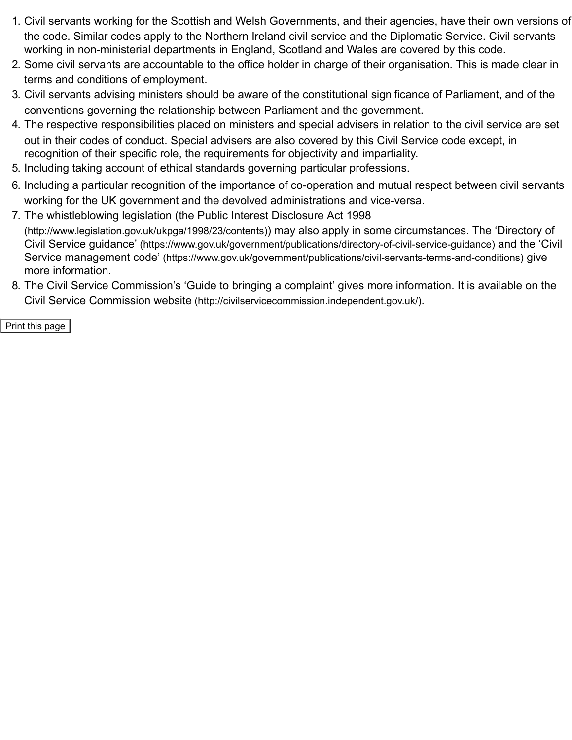1. Civil servants working for the Scottish and Welsh Governments, and their agencies, have their own versions of the code. Similar codes apply to the Northern Ireland civil service and the Diplomatic Service. Civil servants working in non-ministerial departments in England, Scotland and Wales are covered by this code.
2. Some civil servants are accountable to the office holder in charge of their organisation. This is made clear in terms and conditions of employment.
3. Civil servants advising ministers should be aware of the constitutional significance of Parliament, and of the conventions governing the relationship between Parliament and the government.
4. The respective responsibilities placed on ministers and special advisers in relation to the civil service are set out in their codes of conduct. Special advisers are also covered by this Civil Service code except, in recognition of their specific role, the requirements for objectivity and impartiality.
5. Including taking account of ethical standards governing particular professions.
6. Including a particular recognition of the importance of co-operation and mutual respect between civil servants working for the UK government and the devolved administrations and vice-versa.
7. The whistleblowing legislation (the Public Interest Disclosure Act 1998 (http://www.legislation.gov.uk/ukpga/1998/23/contents)) may also apply in some circumstances. The 'Directory of Civil Service guidance' (https://www.gov.uk/government/publications/directory-of-civil-service-guidance) and the 'Civil Service management code' (https://www.gov.uk/government/publications/civil-servants-terms-and-conditions) give more information.
8. The Civil Service Commission's 'Guide to bringing a complaint' gives more information. It is available on the Civil Service Commission website (http://civilservicecommission.independent.gov.uk/).

Print this page